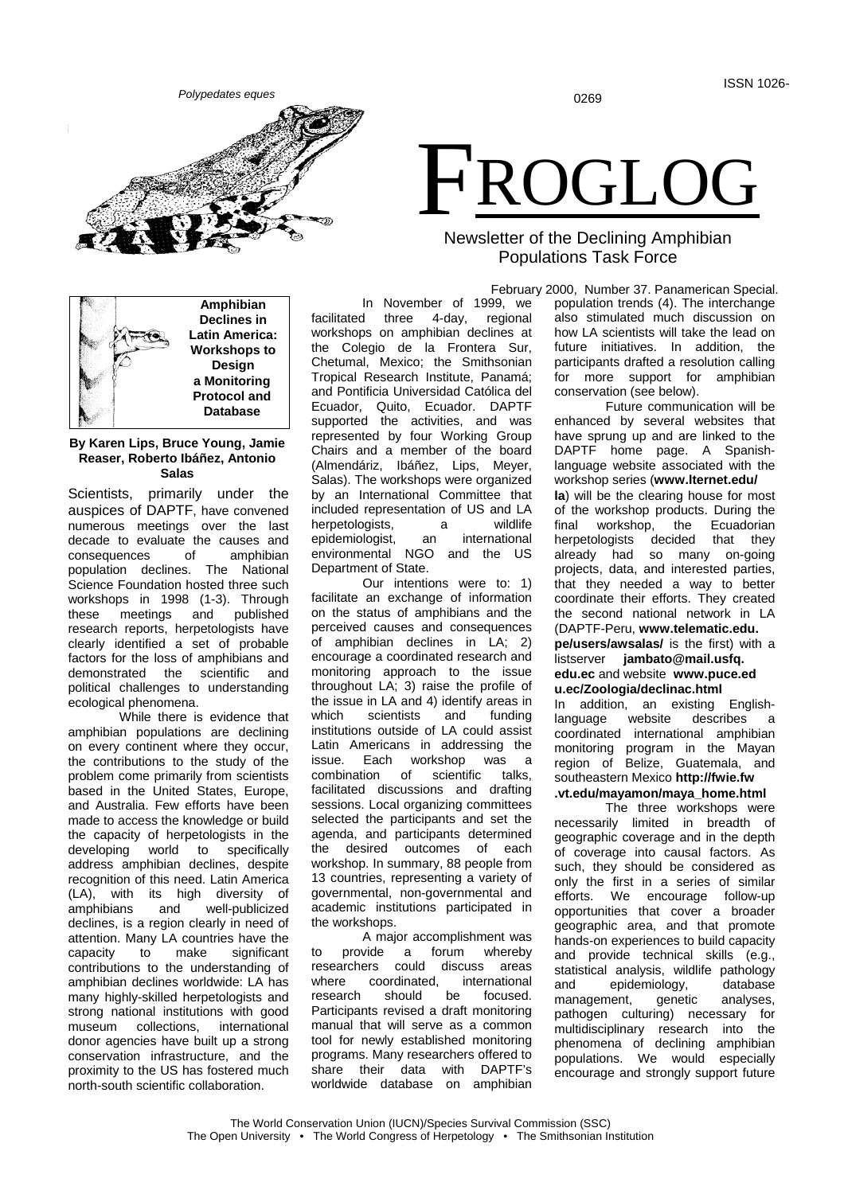*Polypedates eques*

ISSN 1026-0269

# FROGLOG

Newsletter of the Declining Amphibian Populations Task Force

February 2000, Number 37. Panamerican Special.

## Amphibian Declines in Latin America: Workshops to Design a Monitoring Protocol and Database

**By Karen Lips, Bruce Young, Jamie Reaser, Roberto Ibáñez, Antonio Salas**

Scientists, primarily under the auspices of DAPTF, have convened numerous meetings over the last decade to evaluate the causes and consequences of amphibian population declines. The National Science Foundation hosted three such workshops in 1998 (1-3). Through these meetings and published research reports, herpetologists have clearly identified a set of probable factors for the loss of amphibians and demonstrated the scientific and political challenges to understanding ecological phenomena.

While there is evidence that amphibian populations are declining on every continent where they occur, the contributions to the study of the problem come primarily from scientists based in the United States, Europe, and Australia. Few efforts have been made to access the knowledge or build the capacity of herpetologists in the developing world to specifically address amphibian declines, despite recognition of this need. Latin America (LA), with its high diversity of amphibians and well-publicized declines, is a region clearly in need of attention. Many LA countries have the capacity to make significant contributions to the understanding of amphibian declines worldwide: LA has many highly-skilled herpetologists and strong national institutions with good museum collections, international donor agencies have built up a strong conservation infrastructure, and the proximity to the US has fostered much north-south scientific collaboration.

In November of 1999, we facilitated three 4-day, regional workshops on amphibian declines at the Colegio de la Frontera Sur, Chetumal, Mexico; the Smithsonian Tropical Research Institute, Panamá; and Pontificia Universidad Católica del Ecuador, Quito, Ecuador. DAPTF supported the activities, and was represented by four Working Group Chairs and a member of the board (Almendáriz, Ibáñez, Lips, Meyer, Salas). The workshops were organized by an International Committee that included representation of US and LA herpetologists, a wildlife epidemiologist, an international environmental NGO and the US Department of State.

Our intentions were to: 1) facilitate an exchange of information on the status of amphibians and the perceived causes and consequences of amphibian declines in LA; 2) encourage a coordinated research and monitoring approach to the issue throughout LA; 3) raise the profile of the issue in LA and 4) identify areas in which scientists and funding institutions outside of LA could assist Latin Americans in addressing the issue. Each workshop was a combination of scientific talks, facilitated discussions and drafting sessions. Local organizing committees selected the participants and set the agenda, and participants determined the desired outcomes of each workshop. In summary, 88 people from 13 countries, representing a variety of governmental, non-governmental and academic institutions participated in the workshops.

A major accomplishment was to provide a forum whereby researchers could discuss areas where coordinated, international research should be focused. Participants revised a draft monitoring manual that will serve as a common tool for newly established monitoring programs. Many researchers offered to share their data with DAPTF's worldwide database on amphibian population trends (4). The interchange also stimulated much discussion on how LA scientists will take the lead on future initiatives. In addition, the participants drafted a resolution calling for more support for amphibian conservation (see below).

Future communication will be enhanced by several websites that have sprung up and are linked to the DAPTF home page. A Spanish-language website associated with the workshop series (**www.lternet.edu/la**) will be the clearing house for most of the workshop products. During the final workshop, the Ecuadorian herpetologists decided that they already had so many on-going projects, data, and interested parties, that they needed a way to better coordinate their efforts. They created the second national network in LA (DAPTF-Peru, **www.telematic.edu.pe/users/awsalas/** is the first) with a listserver **jambato@mail.usfq.edu.ec** and website **www.puce.edu.ec/Zoologia/declinac.html**

In addition, an existing English-language website describes a coordinated international amphibian monitoring program in the Mayan region of Belize, Guatemala, and southeastern Mexico **http://fwie.fw.vt.edu/mayamon/maya_home.html**

The three workshops were necessarily limited in breadth of geographic coverage and in the depth of coverage into causal factors. As such, they should be considered as only the first in a series of similar efforts. We encourage follow-up opportunities that cover a broader geographic area, and that promote hands-on experiences to build capacity and provide technical skills (e.g., statistical analysis, wildlife pathology and epidemiology, database management, genetic analyses, pathogen culturing) necessary for multidisciplinary research into the phenomena of declining amphibian populations. We would especially encourage and strongly support future

The World Conservation Union (IUCN)/Species Survival Commission (SSC)
The Open University • The World Congress of Herpetology • The Smithsonian Institution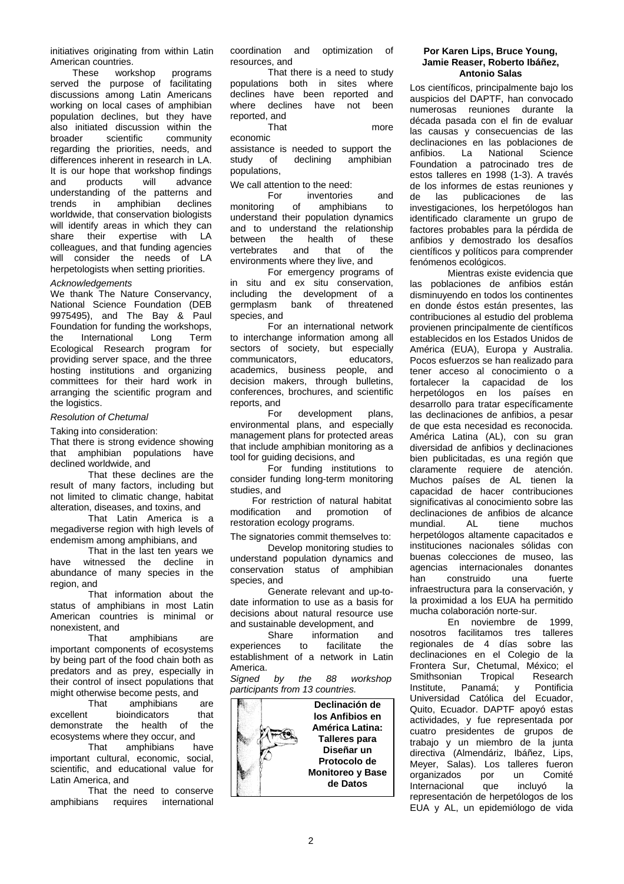initiatives originating from within Latin American countries.

These workshop programs served the purpose of facilitating discussions among Latin Americans working on local cases of amphibian population declines, but they have also initiated discussion within the broader scientific community regarding the priorities, needs, and differences inherent in research in LA. It is our hope that workshop findings and products will advance understanding of the patterns and trends in amphibian declines worldwide, that conservation biologists will identify areas in which they can share their expertise with LA colleagues, and that funding agencies will consider the needs of LA herpetologists when setting priorities.

*Acknowledgements*

We thank The Nature Conservancy, National Science Foundation (DEB 9975495), and The Bay & Paul Foundation for funding the workshops, the International Long Term Ecological Research program for providing server space, and the three hosting institutions and organizing committees for their hard work in arranging the scientific program and the logistics.

*Resolution of Chetumal*

Taking into consideration:

That there is strong evidence showing that amphibian populations have declined worldwide, and

That these declines are the result of many factors, including but not limited to climatic change, habitat alteration, diseases, and toxins, and

That Latin America is a megadiverse region with high levels of endemism among amphibians, and

That in the last ten years we have witnessed the decline in abundance of many species in the region, and

That information about the status of amphibians in most Latin American countries is minimal or nonexistent, and

That amphibians are important components of ecosystems by being part of the food chain both as predators and as prey, especially in their control of insect populations that might otherwise become pests, and

That amphibians are excellent bioindicators that demonstrate the health of the ecosystems where they occur, and

That amphibians have important cultural, economic, social, scientific, and educational value for Latin America, and

That the need to conserve amphibians requires international coordination and optimization of resources, and

That there is a need to study populations both in sites where declines have been reported and where declines have not been reported, and

That more economic assistance is needed to support the study of declining amphibian populations,

We call attention to the need:

For inventories and monitoring of amphibians to understand their population dynamics and to understand the relationship between the health of these vertebrates and that of the environments where they live, and

For emergency programs of in situ and ex situ conservation, including the development of a germplasm bank of threatened species, and

For an international network to interchange information among all sectors of society, but especially communicators, educators, academics, business people, and decision makers, through bulletins, conferences, brochures, and scientific reports, and

For development plans, environmental plans, and especially management plans for protected areas that include amphibian monitoring as a tool for guiding decisions, and

For funding institutions to consider funding long-term monitoring studies, and

For restriction of natural habitat modification and promotion of restoration ecology programs.

The signatories commit themselves to:

Develop monitoring studies to understand population dynamics and conservation status of amphibian species, and

Generate relevant and up-to-date information to use as a basis for decisions about natural resource use and sustainable development, and

Share information and experiences to facilitate the establishment of a network in Latin America.

*Signed by the 88 workshop participants from 13 countries.*

## Declinación de los Anfibios en América Latina: Talleres para Diseñar un Protocolo de Monitoreo y Base de Datos

**Por Karen Lips, Bruce Young, Jamie Reaser, Roberto Ibáñez, Antonio Salas**

Los científicos, principalmente bajo los auspicios del DAPTF, han convocado numerosas reuniones durante la década pasada con el fin de evaluar las causas y consecuencias de las declinaciones en las poblaciones de anfibios. La National Science Foundation a patrocinado tres de estos talleres en 1998 (1-3). A través de los informes de estas reuniones y de las publicaciones de las investigaciones, los herpetólogos han identificado claramente un grupo de factores probables para la pérdida de anfibios y demostrado los desafíos científicos y políticos para comprender fenómenos ecológicos.

Mientras existe evidencia que las poblaciones de anfibios están disminuyendo en todos los continentes en donde éstos están presentes, las contribuciones al estudio del problema provienen principalmente de científicos establecidos en los Estados Unidos de América (EUA), Europa y Australia. Pocos esfuerzos se han realizado para tener acceso al conocimiento o a fortalecer la capacidad de los herpetólogos en los países en desarrollo para tratar específicamente las declinaciones de anfibios, a pesar de que esta necesidad es reconocida. América Latina (AL), con su gran diversidad de anfibios y declinaciones bien publicitadas, es una región que claramente requiere de atención. Muchos países de AL tienen la capacidad de hacer contribuciones significativas al conocimiento sobre las declinaciones de anfibios de alcance mundial. AL tiene muchos herpetólogos altamente capacitados e instituciones nacionales sólidas con buenas colecciones de museo, las agencias internacionales donantes han construido una fuerte infraestructura para la conservación, y la proximidad a los EUA ha permitido mucha colaboración norte-sur.

En noviembre de 1999, nosotros facilitamos tres talleres regionales de 4 días sobre las declinaciones en el Colegio de la Frontera Sur, Chetumal, México; el Smithsonian Tropical Research Institute, Panamá; y Pontificia Universidad Católica del Ecuador, Quito, Ecuador. DAPTF apoyó estas actividades, y fue representada por cuatro presidentes de grupos de trabajo y un miembro de la junta directiva (Almendáriz, Ibáñez, Lips, Meyer, Salas). Los talleres fueron organizados por un Comité Internacional que incluyó la representación de herpetólogos de los EUA y AL, un epidemiólogo de vida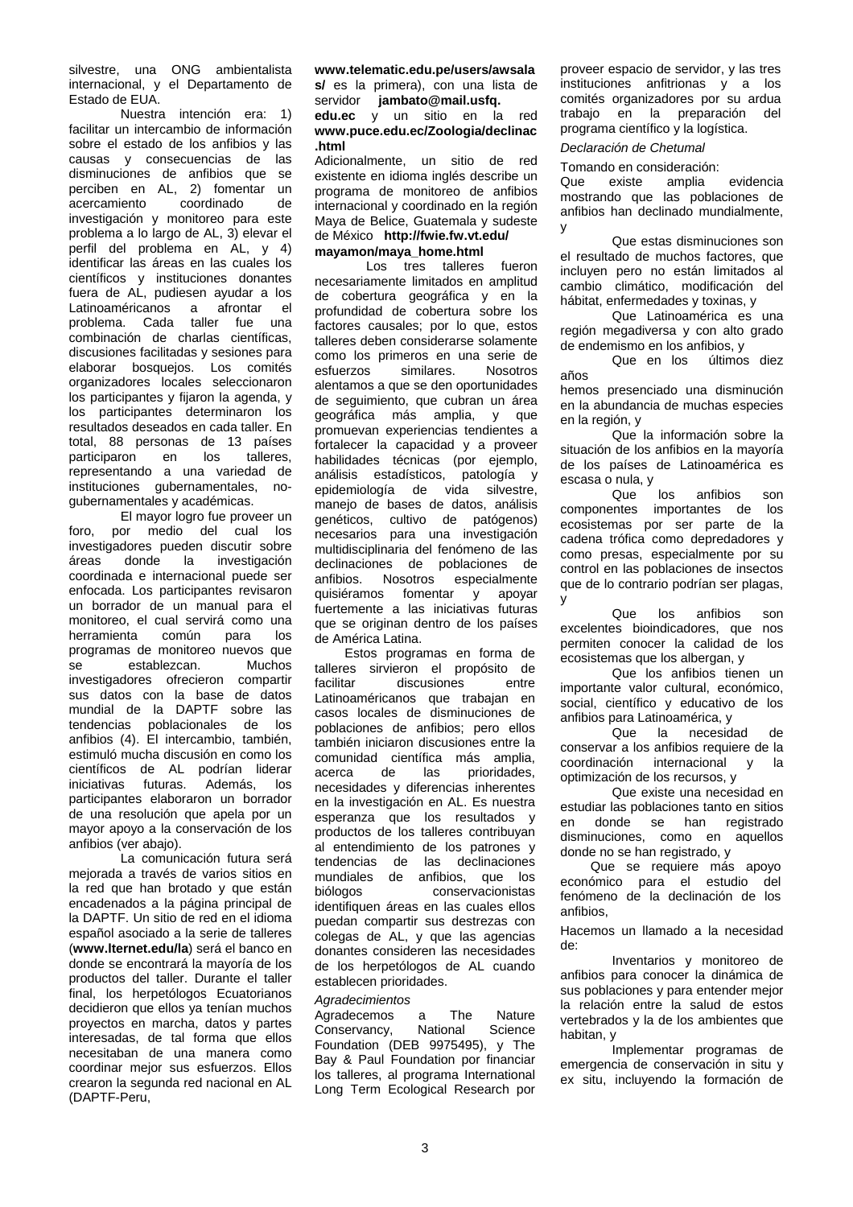silvestre, una ONG ambientalista internacional, y el Departamento de Estado de EUA.

Nuestra intención era: 1) facilitar un intercambio de información sobre el estado de los anfibios y las causas y consecuencias de las disminuciones de anfibios que se perciben en AL, 2) fomentar un acercamiento coordinado de investigación y monitoreo para este problema a lo largo de AL, 3) elevar el perfil del problema en AL, y 4) identificar las áreas en las cuales los científicos y instituciones donantes fuera de AL, pudiesen ayudar a los Latinoaméricanos a afrontar el problema. Cada taller fue una combinación de charlas científicas, discusiones facilitadas y sesiones para elaborar bosquejos. Los comités organizadores locales seleccionaron los participantes y fijaron la agenda, y los participantes determinaron los resultados deseados en cada taller. En total, 88 personas de 13 países participaron en los talleres, representando a una variedad de instituciones gubernamentales, no-gubernamentales y académicas.

El mayor logro fue proveer un foro, por medio del cual los investigadores pueden discutir sobre áreas donde la investigación coordinada e internacional puede ser enfocada. Los participantes revisaron un borrador de un manual para el monitoreo, el cual servirá como una herramienta común para los programas de monitoreo nuevos que se establezcan. Muchos investigadores ofrecieron compartir sus datos con la base de datos mundial de la DAPTF sobre las tendencias poblacionales de los anfibios (4). El intercambio, también, estimuló mucha discusión en como los científicos de AL podrían liderar iniciativas futuras. Además, los participantes elaboraron un borrador de una resolución que apela por un mayor apoyo a la conservación de los anfibios (ver abajo).

La comunicación futura será mejorada a través de varios sitios en la red que han brotado y que están encadenados a la página principal de la DAPTF. Un sitio de red en el idioma español asociado a la serie de talleres (**www.lternet.edu/la**) será el banco en donde se encontrará la mayoría de los productos del taller. Durante el taller final, los herpetólogos Ecuatorianos decidieron que ellos ya tenían muchos proyectos en marcha, datos y partes interesadas, de tal forma que ellos necesitaban de una manera como coordinar mejor sus esfuerzos. Ellos crearon la segunda red nacional en AL (DAPTF-Peru, **www.telematic.edu.pe/users/awsalas/** es la primera), con una lista de servidor **jambato@mail.usfq.edu.ec** y un sitio en la red **www.puce.edu.ec/Zoologia/declinac.html**
Adicionalmente, un sitio de red existente en idioma inglés describe un programa de monitoreo de anfibios internacional y coordinado en la región Maya de Belice, Guatemala y sudeste de México **http://fwie.fw.vt.edu/mayamon/maya_home.html**

Los tres talleres fueron necesariamente limitados en amplitud de cobertura geográfica y en la profundidad de cobertura sobre los factores causales; por lo que, estos talleres deben considerarse solamente como los primeros en una serie de esfuerzos similares. Nosotros alentamos a que se den oportunidades de seguimiento, que cubran un área geográfica más amplia, y que promuevan experiencias tendientes a fortalecer la capacidad y a proveer habilidades técnicas (por ejemplo, análisis estadísticos, patología y epidemiología de vida silvestre, manejo de bases de datos, análisis genéticos, cultivo de patógenos) necesarios para una investigación multidisciplinaria del fenómeno de las declinaciones de poblaciones de anfibios. Nosotros especialmente quisiéramos fomentar y apoyar fuertemente a las iniciativas futuras que se originan dentro de los países de América Latina.

Estos programas en forma de talleres sirvieron el propósito de facilitar discusiones entre Latinoaméricanos que trabajan en casos locales de disminuciones de poblaciones de anfibios; pero ellos también iniciaron discusiones entre la comunidad científica más amplia, acerca de las prioridades, necesidades y diferencias inherentes en la investigación en AL. Es nuestra esperanza que los resultados y productos de los talleres contribuyan al entendimiento de los patrones y tendencias de las declinaciones mundiales de anfibios, que los biólogos conservacionistas identifiquen áreas en las cuales ellos puedan compartir sus destrezas con colegas de AL, y que las agencias donantes consideren las necesidades de los herpetólogos de AL cuando establecen prioridades.

*Agradecimientos*

Agradecemos a The Nature Conservancy, National Science Foundation (DEB 9975495), y The Bay & Paul Foundation por financiar los talleres, al programa International Long Term Ecological Research por proveer espacio de servidor, y las tres instituciones anfitrionas y a los comités organizadores por su ardua trabajo en la preparación del programa científico y la logística.

*Declaración de Chetumal*

Tomando en consideración:

Que existe amplia evidencia mostrando que las poblaciones de anfibios han declinado mundialmente, y

Que estas disminuciones son el resultado de muchos factores, que incluyen pero no están limitados al cambio climático, modificación del hábitat, enfermedades y toxinas, y

Que Latinoamérica es una región megadiversa y con alto grado de endemismo en los anfibios, y

Que en los últimos diez años hemos presenciado una disminución en la abundancia de muchas especies en la región, y

Que la información sobre la situación de los anfibios en la mayoría de los países de Latinoamérica es escasa o nula, y

Que los anfibios son componentes importantes de los ecosistemas por ser parte de la cadena trófica como depredadores y como presas, especialmente por su control en las poblaciones de insectos que de lo contrario podrían ser plagas, y

Que los anfibios son excelentes bioindicadores, que nos permiten conocer la calidad de los ecosistemas que los albergan, y

Que los anfibios tienen un importante valor cultural, económico, social, científico y educativo de los anfibios para Latinoamérica, y

Que la necesidad de conservar a los anfibios requiere de la coordinación internacional y la optimización de los recursos, y

Que existe una necesidad en estudiar las poblaciones tanto en sitios en donde se han registrado disminuciones, como en aquellos donde no se han registrado, y

Que se requiere más apoyo económico para el estudio del fenómeno de la declinación de los anfibios,

Hacemos un llamado a la necesidad de:

Inventarios y monitoreo de anfibios para conocer la dinámica de sus poblaciones y para entender mejor la relación entre la salud de estos vertebrados y la de los ambientes que habitan, y

Implementar programas de emergencia de conservación in situ y ex situ, incluyendo la formación de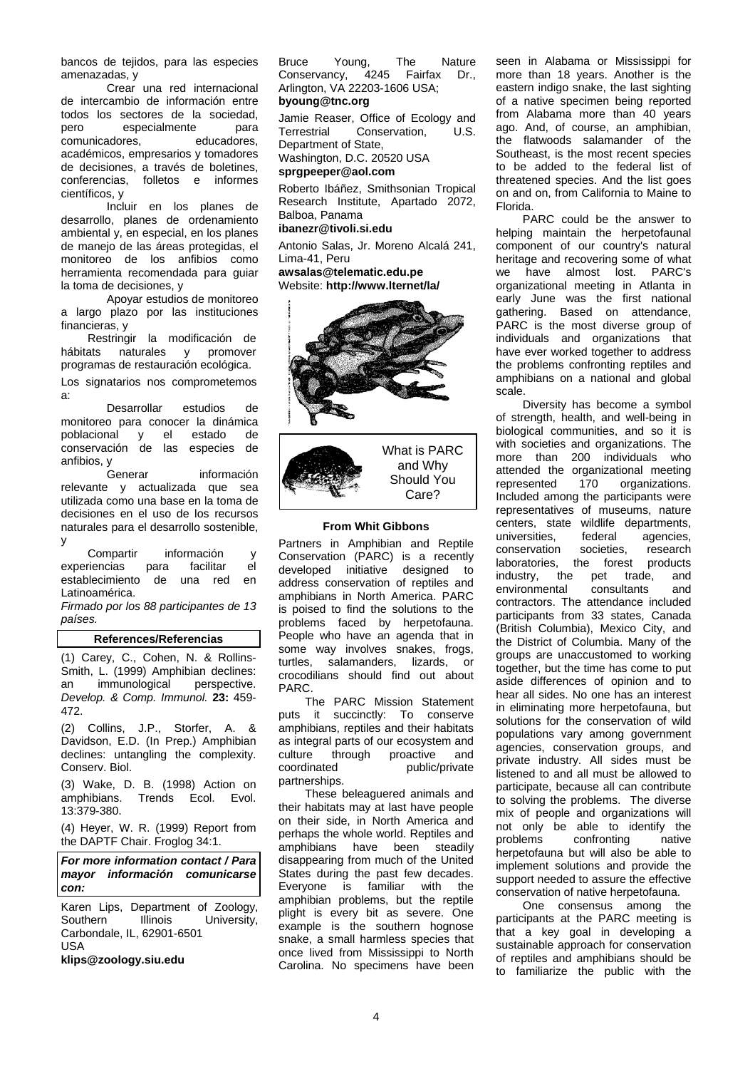bancos de tejidos, para las especies amenazadas, y

Crear una red internacional de intercambio de información entre todos los sectores de la sociedad, pero especialmente para comunicadores, educadores, académicos, empresarios y tomadores de decisiones, a través de boletines, conferencias, folletos e informes científicos, y

Incluir en los planes de desarrollo, planes de ordenamiento ambiental y, en especial, en los planes de manejo de las áreas protegidas, el monitoreo de los anfibios como herramienta recomendada para guiar la toma de decisiones, y

Apoyar estudios de monitoreo a largo plazo por las instituciones financieras, y

Restringir la modificación de hábitats naturales y promover programas de restauración ecológica.

Los signatarios nos comprometemos a:

Desarrollar estudios de monitoreo para conocer la dinámica poblacional y el estado de conservación de las especies de anfibios, y

Generar información relevante y actualizada que sea utilizada como una base en la toma de decisiones en el uso de los recursos naturales para el desarrollo sostenible, y

Compartir información y experiencias para facilitar el establecimiento de una red en Latinoamérica.

*Firmado por los 88 participantes de 13 países.*

### References/Referencias

(1) Carey, C., Cohen, N. & Rollins-Smith, L. (1999) Amphibian declines: an immunological perspective. *Develop. & Comp. Immunol.* **23:** 459-472.

(2) Collins, J.P., Storfer, A. & Davidson, E.D. (In Prep.) Amphibian declines: untangling the complexity. Conserv. Biol.

(3) Wake, D. B. (1998) Action on amphibians. Trends Ecol. Evol. 13:379-380.

(4) Heyer, W. R. (1999) Report from the DAPTF Chair. Froglog 34:1.

***For more information contact / Para mayor información comunicarse con:***

Karen Lips, Department of Zoology, Southern Illinois University, Carbondale, IL, 62901-6501 USA
**klips@zoology.siu.edu**

Bruce Young, The Nature Conservancy, 4245 Fairfax Dr., Arlington, VA 22203-1606 USA;
**byoung@tnc.org**

Jamie Reaser, Office of Ecology and Terrestrial Conservation, U.S. Department of State, Washington, D.C. 20520 USA
**sprgpeeper@aol.com**

Roberto Ibáñez, Smithsonian Tropical Research Institute, Apartado 2072, Balboa, Panama
**ibanezr@tivoli.si.edu**

Antonio Salas, Jr. Moreno Alcalá 241, Lima-41, Peru
**awsalas@telematic.edu.pe**
Website: **http://www.lternet/la/**

## What is PARC and Why Should You Care?

**From Whit Gibbons**

Partners in Amphibian and Reptile Conservation (PARC) is a recently developed initiative designed to address conservation of reptiles and amphibians in North America. PARC is poised to find the solutions to the problems faced by herpetofauna. People who have an agenda that in some way involves snakes, frogs, turtles, salamanders, lizards, or crocodilians should find out about PARC.

The PARC Mission Statement puts it succinctly: To conserve amphibians, reptiles and their habitats as integral parts of our ecosystem and culture through proactive and coordinated public/private partnerships.

These beleaguered animals and their habitats may at last have people on their side, in North America and perhaps the whole world. Reptiles and amphibians have been steadily disappearing from much of the United States during the past few decades. Everyone is familiar with the amphibian problems, but the reptile plight is every bit as severe. One example is the southern hognose snake, a small harmless species that once lived from Mississippi to North Carolina. No specimens have been seen in Alabama or Mississippi for more than 18 years. Another is the eastern indigo snake, the last sighting of a native specimen being reported from Alabama more than 40 years ago. And, of course, an amphibian, the flatwoods salamander of the Southeast, is the most recent species to be added to the federal list of threatened species. And the list goes on and on, from California to Maine to Florida.

PARC could be the answer to helping maintain the herpetofaunal component of our country's natural heritage and recovering some of what we have almost lost. PARC's organizational meeting in Atlanta in early June was the first national gathering. Based on attendance, PARC is the most diverse group of individuals and organizations that have ever worked together to address the problems confronting reptiles and amphibians on a national and global scale.

Diversity has become a symbol of strength, health, and well-being in biological communities, and so it is with societies and organizations. The more than 200 individuals who attended the organizational meeting represented 170 organizations. Included among the participants were representatives of museums, nature centers, state wildlife departments, universities, federal agencies, conservation societies, research laboratories, the forest products industry, the pet trade, and environmental consultants and contractors. The attendance included participants from 33 states, Canada (British Columbia), Mexico City, and the District of Columbia. Many of the groups are unaccustomed to working together, but the time has come to put aside differences of opinion and to hear all sides. No one has an interest in eliminating more herpetofauna, but solutions for the conservation of wild populations vary among government agencies, conservation groups, and private industry. All sides must be listened to and all must be allowed to participate, because all can contribute to solving the problems. The diverse mix of people and organizations will not only be able to identify the problems confronting native herpetofauna but will also be able to implement solutions and provide the support needed to assure the effective conservation of native herpetofauna.

One consensus among the participants at the PARC meeting is that a key goal in developing a sustainable approach for conservation of reptiles and amphibians should be to familiarize the public with the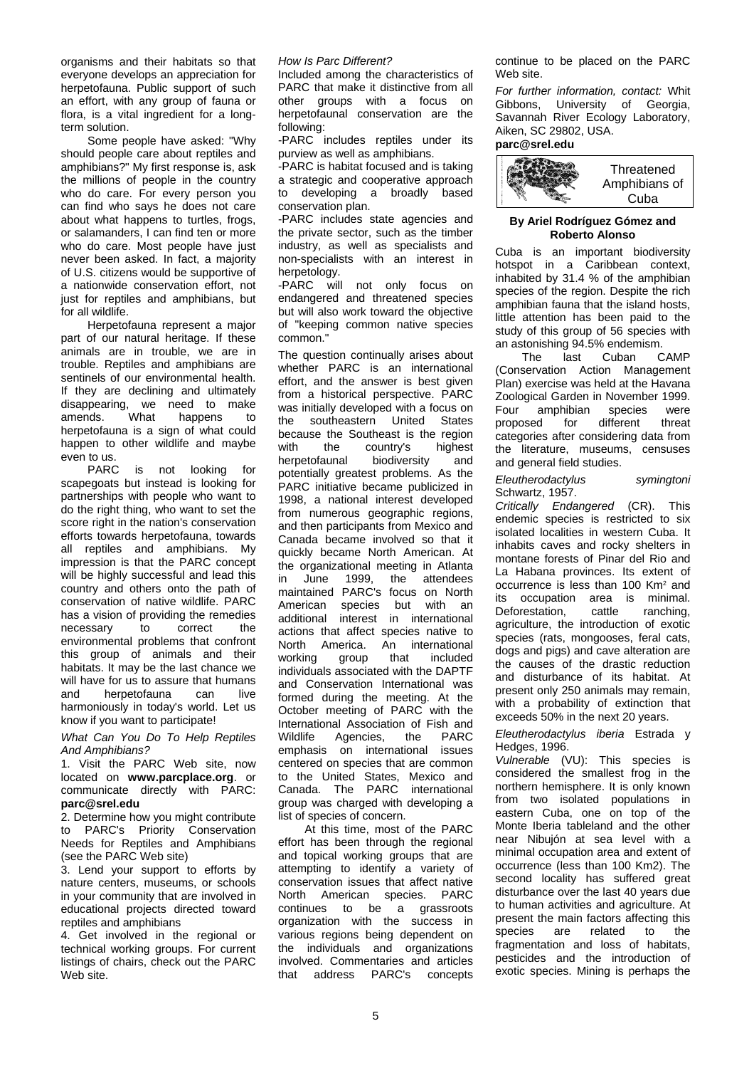organisms and their habitats so that everyone develops an appreciation for herpetofauna. Public support of such an effort, with any group of fauna or flora, is a vital ingredient for a long-term solution.

Some people have asked: "Why should people care about reptiles and amphibians?" My first response is, ask the millions of people in the country who do care. For every person you can find who says he does not care about what happens to turtles, frogs, or salamanders, I can find ten or more who do care. Most people have just never been asked. In fact, a majority of U.S. citizens would be supportive of a nationwide conservation effort, not just for reptiles and amphibians, but for all wildlife.

Herpetofauna represent a major part of our natural heritage. If these animals are in trouble, we are in trouble. Reptiles and amphibians are sentinels of our environmental health. If they are declining and ultimately disappearing, we need to make amends. What happens to herpetofauna is a sign of what could happen to other wildlife and maybe even to us.

PARC is not looking for scapegoats but instead is looking for partnerships with people who want to do the right thing, who want to set the score right in the nation's conservation efforts towards herpetofauna, towards all reptiles and amphibians. My impression is that the PARC concept will be highly successful and lead this country and others onto the path of conservation of native wildlife. PARC has a vision of providing the remedies necessary to correct the environmental problems that confront this group of animals and their habitats. It may be the last chance we will have for us to assure that humans and herpetofauna can live harmoniously in today's world. Let us know if you want to participate!

*What Can You Do To Help Reptiles And Amphibians?*

1. Visit the PARC Web site, now located on **www.parcplace.org**. or communicate directly with PARC: **parc@srel.edu**
2. Determine how you might contribute to PARC's Priority Conservation Needs for Reptiles and Amphibians (see the PARC Web site)
3. Lend your support to efforts by nature centers, museums, or schools in your community that are involved in educational projects directed toward reptiles and amphibians
4. Get involved in the regional or technical working groups. For current listings of chairs, check out the PARC Web site.

*How Is Parc Different?*

Included among the characteristics of PARC that make it distinctive from all other groups with a focus on herpetofaunal conservation are the following:

-PARC includes reptiles under its purview as well as amphibians.

-PARC is habitat focused and is taking a strategic and cooperative approach to developing a broadly based conservation plan.

-PARC includes state agencies and the private sector, such as the timber industry, as well as specialists and non-specialists with an interest in herpetology.

-PARC will not only focus on endangered and threatened species but will also work toward the objective of "keeping common native species common."

The question continually arises about whether PARC is an international effort, and the answer is best given from a historical perspective. PARC was initially developed with a focus on the southeastern United States because the Southeast is the region with the country's highest herpetofaunal biodiversity and potentially greatest problems. As the PARC initiative became publicized in 1998, a national interest developed from numerous geographic regions, and then participants from Mexico and Canada became involved so that it quickly became North American. At the organizational meeting in Atlanta in June 1999, the attendees maintained PARC's focus on North American species but with an additional interest in international actions that affect species native to North America. An international working group that included individuals associated with the DAPTF and Conservation International was formed during the meeting. At the October meeting of PARC with the International Association of Fish and Wildlife Agencies, the PARC emphasis on international issues centered on species that are common to the United States, Mexico and Canada. The PARC international group was charged with developing a list of species of concern.

At this time, most of the PARC effort has been through the regional and topical working groups that are attempting to identify a variety of conservation issues that affect native North American species. PARC continues to be a grassroots organization with the success in various regions being dependent on the individuals and organizations involved. Commentaries and articles that address PARC's concepts continue to be placed on the PARC Web site.

*For further information, contact:* Whit Gibbons, University of Georgia, Savannah River Ecology Laboratory, Aiken, SC 29802, USA.
**parc@srel.edu**

## Threatened Amphibians of Cuba

**By Ariel Rodríguez Gómez and Roberto Alonso**

Cuba is an important biodiversity hotspot in a Caribbean context, inhabited by 31.4 % of the amphibian species of the region. Despite the rich amphibian fauna that the island hosts, little attention has been paid to the study of this group of 56 species with an astonishing 94.5% endemism.

The last Cuban CAMP (Conservation Action Management Plan) exercise was held at the Havana Zoological Garden in November 1999. Four amphibian species were proposed for different threat categories after considering data from the literature, museums, censuses and general field studies.

*Eleutherodactylus symingtoni* Schwartz, 1957.
*Critically Endangered* (CR). This endemic species is restricted to six isolated localities in western Cuba. It inhabits caves and rocky shelters in montane forests of Pinar del Rio and La Habana provinces. Its extent of occurrence is less than 100 Km$^2$ and its occupation area is minimal. Deforestation, cattle ranching, agriculture, the introduction of exotic species (rats, mongooses, feral cats, dogs and pigs) and cave alteration are the causes of the drastic reduction and disturbance of its habitat. At present only 250 animals may remain, with a probability of extinction that exceeds 50% in the next 20 years.

*Eleutherodactylus iberia* Estrada y Hedges, 1996.
*Vulnerable* (VU): This species is considered the smallest frog in the northern hemisphere. It is only known from two isolated populations in eastern Cuba, one on top of the Monte Iberia tableland and the other near Nibujón at sea level with a minimal occupation area and extent of occurrence (less than 100 Km2). The second locality has suffered great disturbance over the last 40 years due to human activities and agriculture. At present the main factors affecting this species are related to the fragmentation and loss of habitats, pesticides and the introduction of exotic species. Mining is perhaps the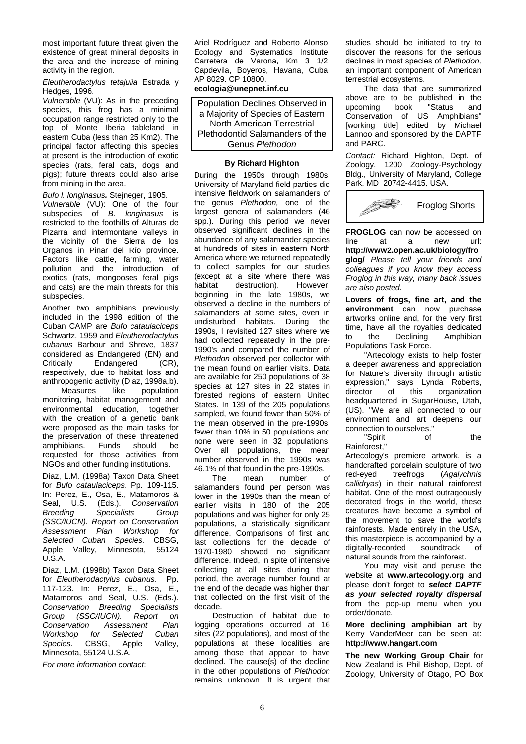most important future threat given the existence of great mineral deposits in the area and the increase of mining activity in the region.

*Eleutherodactylus tetajulia* Estrada y Hedges, 1996.

*Vulnerable* (VU): As in the preceding species, this frog has a minimal occupation range restricted only to the top of Monte Iberia tableland in eastern Cuba (less than 25 Km2). The principal factor affecting this species at present is the introduction of exotic species (rats, feral cats, dogs and pigs); future threats could also arise from mining in the area.

*Bufo l. longinasus.* Stejneger, 1905.

*Vulnerable* (VU): One of the four subspecies of *B. longinasus* is restricted to the foothills of Alturas de Pizarra and intermontane valleys in the vicinity of the Sierra de los Organos in Pinar del Río province. Factors like cattle, farming, water pollution and the introduction of exotics (rats, mongooses feral pigs and cats) are the main threats for this subspecies.

Another two amphibians previously included in the 1998 edition of the Cuban CAMP are *Bufo cataulaciceps* Schwartz, 1959 and *Eleutherodactylus cubanus* Barbour and Shreve, 1837 considered as Endangered (EN) and Critically Endangered (CR), respectively, due to habitat loss and anthropogenic activity (Díaz, 1998a,b).

Measures like population monitoring, habitat management and environmental education, together with the creation of a genetic bank were proposed as the main tasks for the preservation of these threatened amphibians. Funds should be requested for those activities from NGOs and other funding institutions.

Díaz, L.M. (1998a) Taxon Data Sheet for *Bufo cataulaciceps*. Pp. 109-115. In: Perez, E., Osa, E., Matamoros & Seal, U.S. (Eds.). *Conservation Breeding Specialists Group (SSC/IUCN). Report on Conservation Assessment Plan Workshop for Selected Cuban Species.* CBSG, Apple Valley, Minnesota, 55124 U.S.A.

Díaz, L.M. (1998b) Taxon Data Sheet for *Eleutherodactylus cubanus.* Pp. 117-123. In: Perez, E., Osa, E., Matamoros and Seal, U.S. (Eds.). *Conservation Breeding Specialists Group (SSC/IUCN). Report on Conservation Assessment Plan Workshop for Selected Cuban Species.* CBSG, Apple Valley, Minnesota, 55124 U.S.A.

*For more information contact*:

Ariel Rodríguez and Roberto Alonso, Ecology and Systematics Institute, Carretera de Varona, Km 3 1/2, Capdevila, Boyeros, Havana, Cuba. AP 8029. CP 10800.
**ecologia@unepnet.inf.cu**

## Population Declines Observed in a Majority of Species of Eastern North American Terrestrial Plethodontid Salamanders of the Genus *Plethodon*

**By Richard Highton**

During the 1950s through 1980s, University of Maryland field parties did intensive fieldwork on salamanders of the genus *Plethodon,* one of the largest genera of salamanders (46 spp.). During this period we never observed significant declines in the abundance of any salamander species at hundreds of sites in eastern North America where we returned repeatedly to collect samples for our studies (except at a site where there was habitat destruction). However, beginning in the late 1980s, we observed a decline in the numbers of salamanders at some sites, even in undisturbed habitats. During the 1990s, I revisited 127 sites where we had collected repeatedly in the pre-1990's and compared the number of *Plethodon* observed per collector with the mean found on earlier visits. Data are available for 250 populations of 38 species at 127 sites in 22 states in forested regions of eastern United States. In 139 of the 205 populations sampled, we found fewer than 50% of the mean observed in the pre-1990s, fewer than 10% in 50 populations and none were seen in 32 populations. Over all populations, the mean number observed in the 1990s was 46.1% of that found in the pre-1990s.

The mean number of salamanders found per person was lower in the 1990s than the mean of earlier visits in 180 of the 205 populations and was higher for only 25 populations, a statistically significant difference. Comparisons of first and last collections for the decade of 1970-1980 showed no significant difference. Indeed, in spite of intensive collecting at all sites during that period, the average number found at the end of the decade was higher than that collected on the first visit of the decade.

Destruction of habitat due to logging operations occurred at 16 sites (22 populations), and most of the populations at these localities are among those that appear to have declined. The cause(s) of the decline in the other populations of *Plethodon* remains unknown. It is urgent that studies should be initiated to try to discover the reasons for the serious declines in most species of *Plethodon,* an important component of American terrestrial ecosystems.

The data that are summarized above are to be published in the upcoming book "Status and Conservation of US Amphibians" [working title] edited by Michael Lannoo and sponsored by the DAPTF and PARC.

*Contact:* Richard Highton, Dept. of Zoology, 1200 Zoology-Psychology Bldg., University of Maryland, College Park, MD 20742-4415, USA.

## Froglog Shorts

**FROGLOG** can now be accessed on line at a new url: **http://www2.open.ac.uk/biology/froglog/** *Please tell your friends and colleagues if you know they access Froglog in this way, many back issues are also posted.*

**Lovers of frogs, fine art, and the environment** can now purchase artworks online and, for the very first time, have all the royalties dedicated to the Declining Amphibian Populations Task Force.

"Artecology exists to help foster a deeper awareness and appreciation for Nature's diversity through artistic expression," says Lynda Roberts, director of this organization headquartered in SugarHouse, Utah, (US). "We are all connected to our environment and art deepens our connection to ourselves."

"Spirit of the Rainforest," Artecology's premiere artwork, is a handcrafted porcelain sculpture of two red-eyed treefrogs (*Agalychnis callidryas*) in their natural rainforest habitat. One of the most outrageously decorated frogs in the world, these creatures have become a symbol of the movement to save the world's rainforests. Made entirely in the USA, this masterpiece is accompanied by a digitally-recorded soundtrack of natural sounds from the rainforest.

You may visit and peruse the website at **www.artecology.org** and please don't forget to ***select DAPTF as your selected royalty dispersal*** from the pop-up menu when you order/donate.

**More declining amphibian art** by Kerry VanderMeer can be seen at: **http://www.hangart.com**

**The new Working Group Chair** for New Zealand is Phil Bishop, Dept. of Zoology, University of Otago, PO Box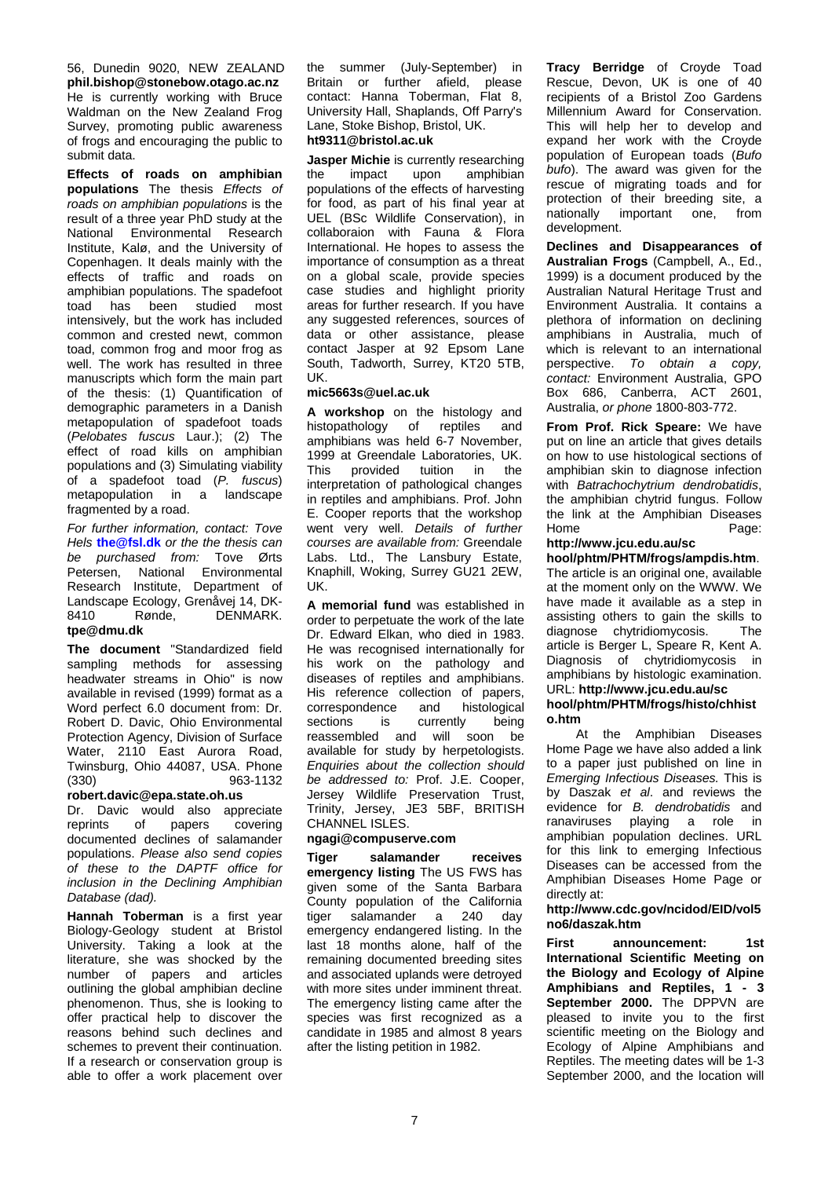56, Dunedin 9020, NEW ZEALAND **phil.bishop@stonebow.otago.ac.nz** He is currently working with Bruce Waldman on the New Zealand Frog Survey, promoting public awareness of frogs and encouraging the public to submit data.

**Effects of roads on amphibian populations** The thesis *Effects of roads on amphibian populations* is the result of a three year PhD study at the National Environmental Research Institute, Kalø, and the University of Copenhagen. It deals mainly with the effects of traffic and roads on amphibian populations. The spadefoot toad has been studied most intensively, but the work has included common and crested newt, common toad, common frog and moor frog as well. The work has resulted in three manuscripts which form the main part of the thesis: (1) Quantification of demographic parameters in a Danish metapopulation of spadefoot toads (*Pelobates fuscus* Laur.); (2) The effect of road kills on amphibian populations and (3) Simulating viability of a spadefoot toad (*P. fuscus*) metapopulation in a landscape fragmented by a road.

*For further information, contact: Tove Hels* **the@fsl.dk** *or the the thesis can be purchased from:* Tove Ørts Petersen, National Environmental Research Institute, Department of Landscape Ecology, Grenåvej 14, DK-8410 Rønde, DENMARK. **tpe@dmu.dk**

**The document** "Standardized field sampling methods for assessing headwater streams in Ohio" is now available in revised (1999) format as a Word perfect 6.0 document from: Dr. Robert D. Davic, Ohio Environmental Protection Agency, Division of Surface Water, 2110 East Aurora Road, Twinsburg, Ohio 44087, USA. Phone (330) 963-1132 **robert.davic@epa.state.oh.us**

Dr. Davic would also appreciate reprints of papers covering documented declines of salamander populations. *Please also send copies of these to the DAPTF office for inclusion in the Declining Amphibian Database (dad).*

**Hannah Toberman** is a first year Biology-Geology student at Bristol University. Taking a look at the literature, she was shocked by the number of papers and articles outlining the global amphibian decline phenomenon. Thus, she is looking to offer practical help to discover the reasons behind such declines and schemes to prevent their continuation. If a research or conservation group is able to offer a work placement over the summer (July-September) in Britain or further afield, please contact: Hanna Toberman, Flat 8, University Hall, Shaplands, Off Parry's Lane, Stoke Bishop, Bristol, UK. **ht9311@bristol.ac.uk**

**Jasper Michie** is currently researching the impact upon amphibian populations of the effects of harvesting for food, as part of his final year at UEL (BSc Wildlife Conservation), in collaboraion with Fauna & Flora International. He hopes to assess the importance of consumption as a threat on a global scale, provide species case studies and highlight priority areas for further research. If you have any suggested references, sources of data or other assistance, please contact Jasper at 92 Epsom Lane South, Tadworth, Surrey, KT20 5TB, UK.

**mic5663s@uel.ac.uk**

**A workshop** on the histology and histopathology of reptiles and amphibians was held 6-7 November, 1999 at Greendale Laboratories, UK. This provided tuition in the interpretation of pathological changes in reptiles and amphibians. Prof. John E. Cooper reports that the workshop went very well. *Details of further courses are available from:* Greendale Labs. Ltd., The Lansbury Estate, Knaphill, Woking, Surrey GU21 2EW, UK.

**A memorial fund** was established in order to perpetuate the work of the late Dr. Edward Elkan, who died in 1983. He was recognised internationally for his work on the pathology and diseases of reptiles and amphibians. His reference collection of papers, correspondence and histological sections is currently being reassembled and will soon be available for study by herpetologists. *Enquiries about the collection should be addressed to:* Prof. J.E. Cooper, Jersey Wildlife Preservation Trust, Trinity, Jersey, JE3 5BF, BRITISH CHANNEL ISLES.

**ngagi@compuserve.com**

**Tiger salamander receives emergency listing** The US FWS has given some of the Santa Barbara County population of the California tiger salamander a 240 day emergency endangered listing. In the last 18 months alone, half of the remaining documented breeding sites and associated uplands were detroyed with more sites under imminent threat. The emergency listing came after the species was first recognized as a candidate in 1985 and almost 8 years after the listing petition in 1982.

**Tracy Berridge** of Croyde Toad Rescue, Devon, UK is one of 40 recipients of a Bristol Zoo Gardens Millennium Award for Conservation. This will help her to develop and expand her work with the Croyde population of European toads (*Bufo bufo*). The award was given for the rescue of migrating toads and for protection of their breeding site, a nationally important one, from development.

**Declines and Disappearances of Australian Frogs** (Campbell, A., Ed., 1999) is a document produced by the Australian Natural Heritage Trust and Environment Australia. It contains a plethora of information on declining amphibians in Australia, much of which is relevant to an international perspective. *To obtain a copy, contact:* Environment Australia, GPO Box 686, Canberra, ACT 2601, Australia, *or phone* 1800-803-772.

**From Prof. Rick Speare:** We have put on line an article that gives details on how to use histological sections of amphibian skin to diagnose infection with *Batrachochytrium dendrobatidis*, the amphibian chytrid fungus. Follow the link at the Amphibian Diseases Home Page: **http://www.jcu.edu.au/school/phtm/PHTM/frogs/ampdis.htm**. The article is an original one, available at the moment only on the WWW. We have made it available as a step in assisting others to gain the skills to diagnose chytridiomycosis. The article is Berger L, Speare R, Kent A. Diagnosis of chytridiomycosis in amphibians by histologic examination. URL: **http://www.jcu.edu.au/school/phtm/PHTM/frogs/histo/chhisto.htm**

At the Amphibian Diseases Home Page we have also added a link to a paper just published on line in *Emerging Infectious Diseases.* This is by Daszak *et al*. and reviews the evidence for *B. dendrobatidis* and ranaviruses playing a role in amphibian population declines. URL for this link to emerging Infectious Diseases can be accessed from the Amphibian Diseases Home Page or directly at:

**http://www.cdc.gov/ncidod/EID/vol5no6/daszak.htm**

**First announcement: 1st International Scientific Meeting on the Biology and Ecology of Alpine Amphibians and Reptiles, 1 - 3 September 2000.** The DPPVN are pleased to invite you to the first scientific meeting on the Biology and Ecology of Alpine Amphibians and Reptiles. The meeting dates will be 1-3 September 2000, and the location will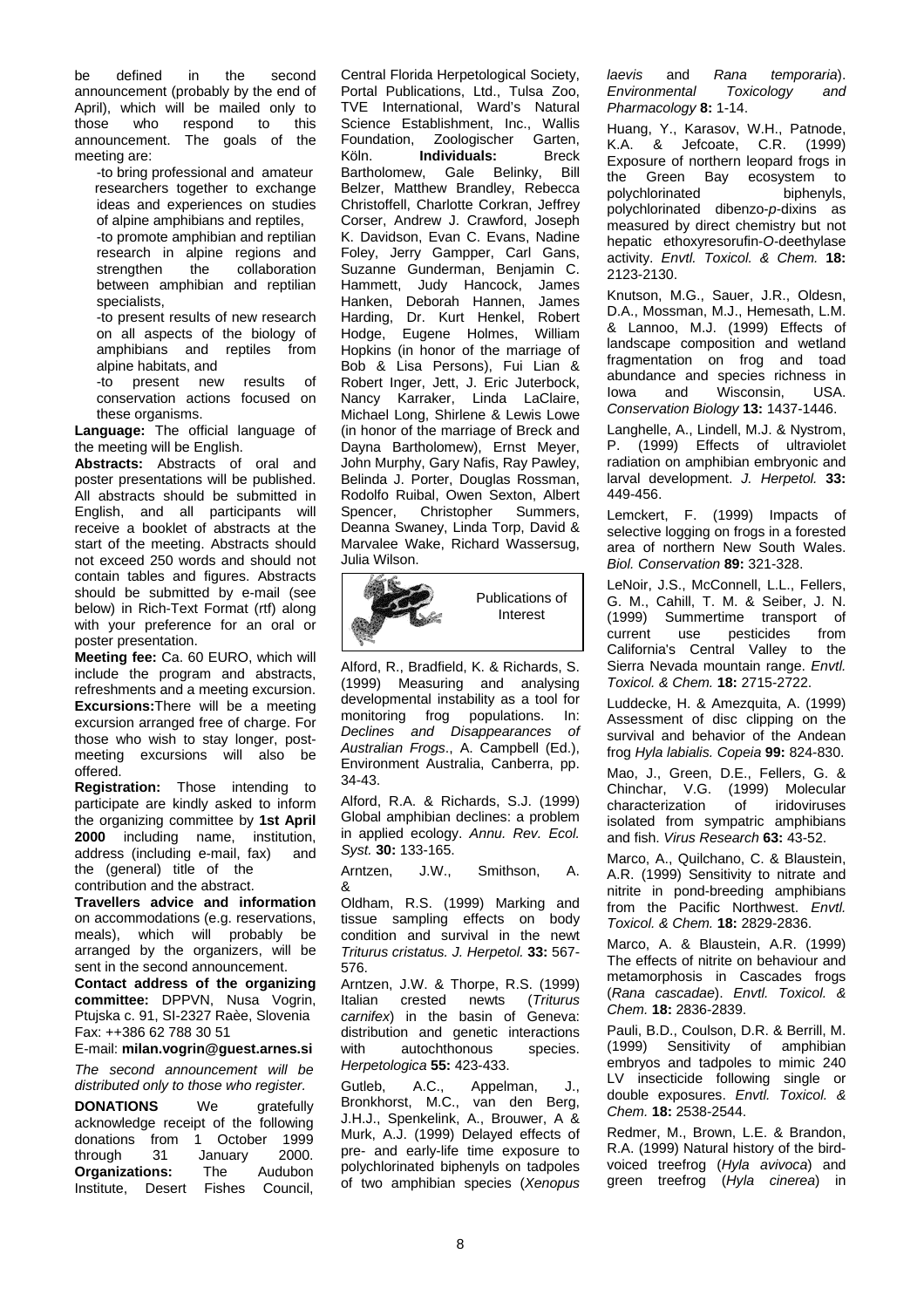be defined in the second announcement (probably by the end of April), which will be mailed only to those who respond to this announcement. The goals of the meeting are:

-to bring professional and amateur researchers together to exchange ideas and experiences on studies of alpine amphibians and reptiles,
-to promote amphibian and reptilian research in alpine regions and strengthen the collaboration between amphibian and reptilian specialists,
-to present results of new research on all aspects of the biology of amphibians and reptiles from alpine habitats, and
-to present new results of conservation actions focused on these organisms.

**Language:** The official language of the meeting will be English.

**Abstracts:** Abstracts of oral and poster presentations will be published. All abstracts should be submitted in English, and all participants will receive a booklet of abstracts at the start of the meeting. Abstracts should not exceed 250 words and should not contain tables and figures. Abstracts should be submitted by e-mail (see below) in Rich-Text Format (rtf) along with your preference for an oral or poster presentation.

**Meeting fee:** Ca. 60 EURO, which will include the program and abstracts, refreshments and a meeting excursion.

**Excursions:** There will be a meeting excursion arranged free of charge. For those who wish to stay longer, post-meeting excursions will also be offered.

**Registration:** Those intending to participate are kindly asked to inform the organizing committee by **1st April 2000** including name, institution, address (including e-mail, fax) and the (general) title of the contribution and the abstract.

**Travellers advice and information** on accommodations (e.g. reservations, meals), which will probably be arranged by the organizers, will be sent in the second announcement.

**Contact address of the organizing committee:** DPPVN, Nusa Vogrin, Ptujska c. 91, SI-2327 Raèe, Slovenia
Fax: ++386 62 788 30 51
E-mail: **milan.vogrin@guest.arnes.si**

*The second announcement will be distributed only to those who register.*

**DONATIONS** We gratefully acknowledge receipt of the following donations from 1 October 1999 through 31 January 2000. **Organizations:** The Audubon Institute, Desert Fishes Council, Central Florida Herpetological Society, Portal Publications, Ltd., Tulsa Zoo, TVE International, Ward's Natural Science Establishment, Inc., Wallis Foundation, Zoologischer Garten, Köln. **Individuals:** Breck Bartholomew, Gale Belinky, Bill Belzer, Matthew Brandley, Rebecca Christoffell, Charlotte Corkran, Jeffrey Corser, Andrew J. Crawford, Joseph K. Davidson, Evan C. Evans, Nadine Foley, Jerry Gampper, Carl Gans, Suzanne Gunderman, Benjamin C. Hammett, Judy Hancock, James Hanken, Deborah Hannen, James Harding, Dr. Kurt Henkel, Robert Hodge, Eugene Holmes, William Hopkins (in honor of the marriage of Bob & Lisa Persons), Fui Lian & Robert Inger, Jett, J. Eric Juterbock, Nancy Karraker, Linda LaClaire, Michael Long, Shirlene & Lewis Lowe (in honor of the marriage of Breck and Dayna Bartholomew), Ernst Meyer, John Murphy, Gary Nafis, Ray Pawley, Belinda J. Porter, Douglas Rossman, Rodolfo Ruibal, Owen Sexton, Albert Spencer, Christopher Summers, Deanna Swaney, Linda Torp, David & Marvalee Wake, Richard Wassersug, Julia Wilson.

## Publications of Interest

Alford, R., Bradfield, K. & Richards, S. (1999) Measuring and analysing developmental instability as a tool for monitoring frog populations. In: *Declines and Disappearances of Australian Frogs*., A. Campbell (Ed.), Environment Australia, Canberra, pp. 34-43.

Alford, R.A. & Richards, S.J. (1999) Global amphibian declines: a problem in applied ecology. *Annu. Rev. Ecol. Syst.* **30:** 133-165.

Arntzen, J.W., Smithson, A. & Oldham, R.S. (1999) Marking and tissue sampling effects on body condition and survival in the newt *Triturus cristatus. J. Herpetol.* **33:** 567-576.

Arntzen, J.W. & Thorpe, R.S. (1999) Italian crested newts (*Triturus carnifex*) in the basin of Geneva: distribution and genetic interactions with autochthonous species. *Herpetologica* **55:** 423-433.

Gutleb, A.C., Appelman, J., Bronkhorst, M.C., van den Berg, J.H.J., Spenkelink, A., Brouwer, A & Murk, A.J. (1999) Delayed effects of pre- and early-life time exposure to polychlorinated biphenyls on tadpoles of two amphibian species (*Xenopus laevis* and *Rana temporaria*). *Environmental Toxicology and Pharmacology* **8:** 1-14.

Huang, Y., Karasov, W.H., Patnode, K.A. & Jefcoate, C.R. (1999) Exposure of northern leopard frogs in the Green Bay ecosystem to polychlorinated biphenyls, polychlorinated dibenzo-*p*-dixins as measured by direct chemistry but not hepatic ethoxyresorufin-*O*-deethylase activity. *Envtl. Toxicol. & Chem.* **18:** 2123-2130.

Knutson, M.G., Sauer, J.R., Oldesn, D.A., Mossman, M.J., Hemesath, L.M. & Lannoo, M.J. (1999) Effects of landscape composition and wetland fragmentation on frog and toad abundance and species richness in Iowa and Wisconsin, USA. *Conservation Biology* **13:** 1437-1446.

Langhelle, A., Lindell, M.J. & Nystrom, P. (1999) Effects of ultraviolet radiation on amphibian embryonic and larval development. *J. Herpetol.* **33:** 449-456.

Lemckert, F. (1999) Impacts of selective logging on frogs in a forested area of northern New South Wales. *Biol. Conservation* **89:** 321-328.

LeNoir, J.S., McConnell, L.L., Fellers, G. M., Cahill, T. M. & Seiber, J. N. (1999) Summertime transport of current use pesticides from California's Central Valley to the Sierra Nevada mountain range. *Envtl. Toxicol. & Chem.* **18:** 2715-2722.

Luddecke, H. & Amezquita, A. (1999) Assessment of disc clipping on the survival and behavior of the Andean frog *Hyla labialis. Copeia* **99:** 824-830.

Mao, J., Green, D.E., Fellers, G. & Chinchar, V.G. (1999) Molecular characterization of iridoviruses isolated from sympatric amphibians and fish. *Virus Research* **63:** 43-52.

Marco, A., Quilchano, C. & Blaustein, A.R. (1999) Sensitivity to nitrate and nitrite in pond-breeding amphibians from the Pacific Northwest. *Envtl. Toxicol. & Chem.* **18:** 2829-2836.

Marco, A. & Blaustein, A.R. (1999) The effects of nitrite on behaviour and metamorphosis in Cascades frogs (*Rana cascadae*). *Envtl. Toxicol. & Chem.* **18:** 2836-2839.

Pauli, B.D., Coulson, D.R. & Berrill, M. (1999) Sensitivity of amphibian embryos and tadpoles to mimic 240 LV insecticide following single or double exposures. *Envtl. Toxicol. & Chem.* **18:** 2538-2544.

Redmer, M., Brown, L.E. & Brandon, R.A. (1999) Natural history of the bird-voiced treefrog (*Hyla avivoca*) and green treefrog (*Hyla cinerea*) in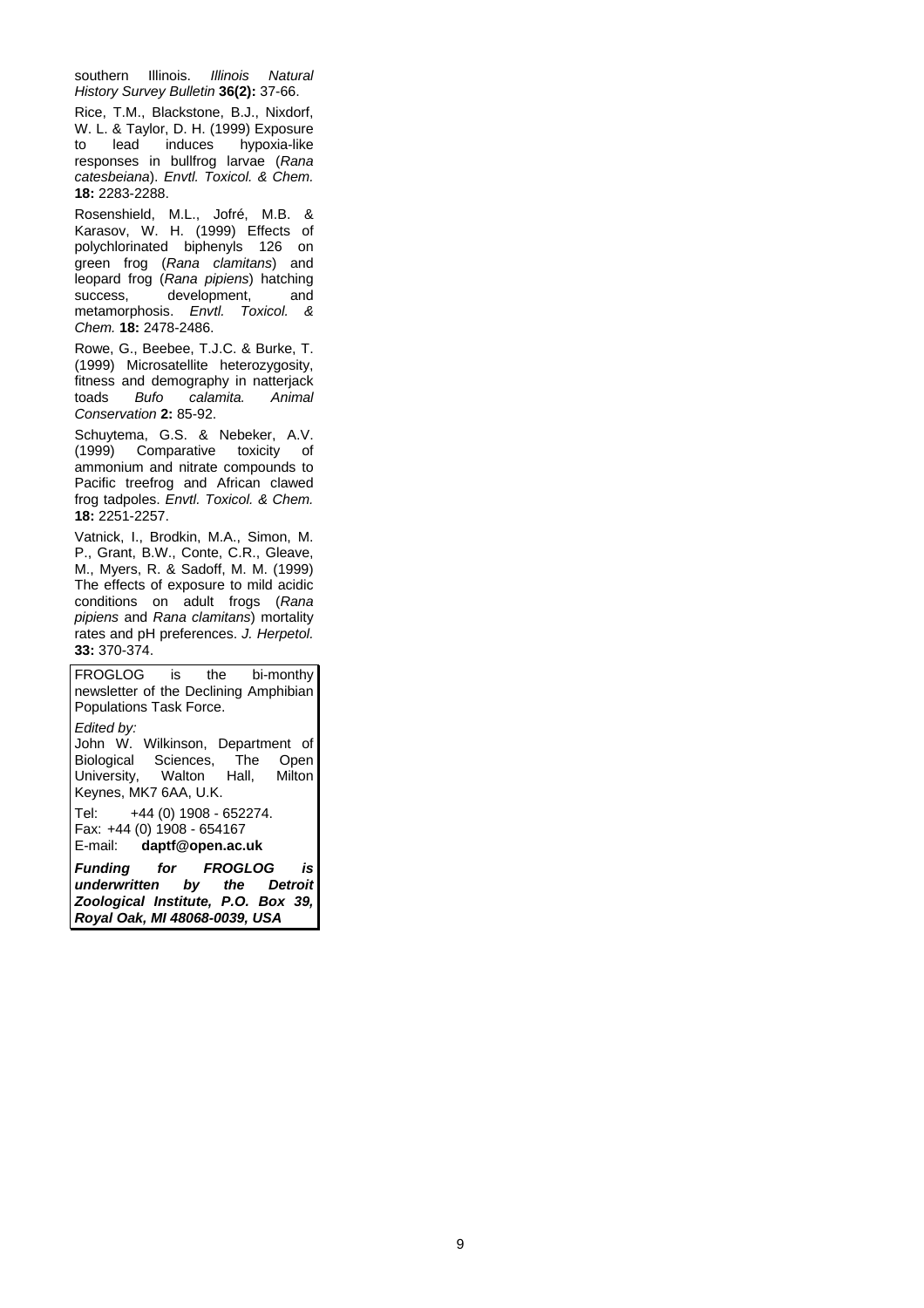southern Illinois. *Illinois Natural History Survey Bulletin* **36(2):** 37-66.

Rice, T.M., Blackstone, B.J., Nixdorf, W. L. & Taylor, D. H. (1999) Exposure to lead induces hypoxia-like responses in bullfrog larvae (*Rana catesbeiana*). *Envtl. Toxicol. & Chem.* **18:** 2283-2288.

Rosenshield, M.L., Jofré, M.B. & Karasov, W. H. (1999) Effects of polychlorinated biphenyls 126 on green frog (*Rana clamitans*) and leopard frog (*Rana pipiens*) hatching success, development, and metamorphosis. *Envtl. Toxicol. & Chem.* **18:** 2478-2486.

Rowe, G., Beebee, T.J.C. & Burke, T. (1999) Microsatellite heterozygosity, fitness and demography in natterjack toads *Bufo calamita. Animal Conservation* **2:** 85-92.

Schuytema, G.S. & Nebeker, A.V. (1999) Comparative toxicity of ammonium and nitrate compounds to Pacific treefrog and African clawed frog tadpoles. *Envtl. Toxicol. & Chem.* **18:** 2251-2257.

Vatnick, I., Brodkin, M.A., Simon, M. P., Grant, B.W., Conte, C.R., Gleave, M., Myers, R. & Sadoff, M. M. (1999) The effects of exposure to mild acidic conditions on adult frogs (*Rana pipiens* and *Rana clamitans*) mortality rates and pH preferences. *J. Herpetol.* **33:** 370-374.

FROGLOG is the bi-monthy newsletter of the Declining Amphibian Populations Task Force.

*Edited by:*
John W. Wilkinson, Department of Biological Sciences, The Open University, Walton Hall, Milton Keynes, MK7 6AA, U.K.

Tel: +44 (0) 1908 - 652274.
Fax: +44 (0) 1908 - 654167
E-mail: **daptf@open.ac.uk**

***Funding for FROGLOG is underwritten by the Detroit Zoological Institute, P.O. Box 39, Royal Oak, MI 48068-0039, USA***